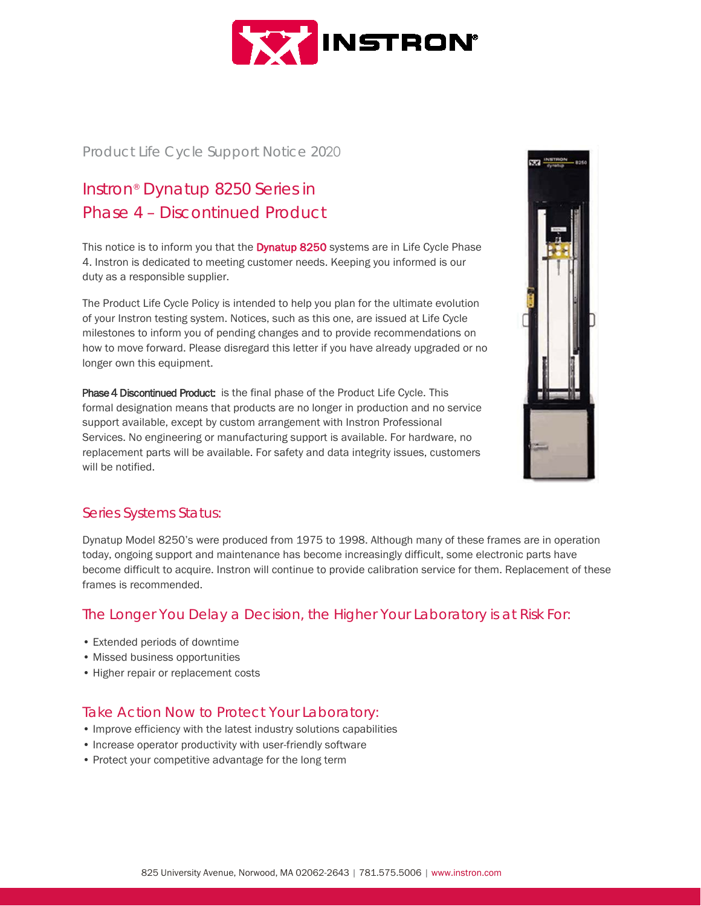Product Life Cycle Support Notice 2020

# Instron® Dynatup 8250 Series in Phase 4 – Discontinued Product

This notice is to inform you that the Dynatup 8250 systems are in Life Cycle Phase 4. Instron is dedicated to meeting customer needs. Keeping you informed is our duty as a responsible supplier.

The Product Life Cycle Policy is intended to help you plan for the ultimate evolution of your Instron testing system. Notices, such as this one, are issued at Life Cycle milestones to inform you of pending changes and to provide recommendations on how to move forward. Please disregard this letter if you have already upgraded or no longer own this equipment.

**Phase 4 Discontinued Product:** is the final phase of the Product Life Cycle. This formal designation means that products are no longer in production and no service support available, except by custom arrangement with Instron Professional Services. No engineering or manufacturing support is available. For hardware, no replacement parts will be available. For safety and data integrity issues, customers will be notified.

## Series Systems Status:

Dynatup Model 8250's were produced from 1975 to 1998. Although many of these frames are in operation today, ongoing support and maintenance has become increasingly difficult, some electronic parts have become difficult to acquire. Instron will continue to provide calibration service for them. Replacement of these frames is recommended.

## The Longer You Delay a Decision, the Higher Your Laboratory is at Risk For:

- Extended periods of downtime
- Missed business opportunities
- Higher repair or replacement costs

## Take Action Now to Protect Your Laboratory:

- Improve efficiency with the latest industry solutions capabilities
- Increase operator productivity with user-friendly software
- Protect your competitive advantage for the long term

825 University Avenue, Norwood, MA 02062-2643 | 781.575.5006 | www.instron.com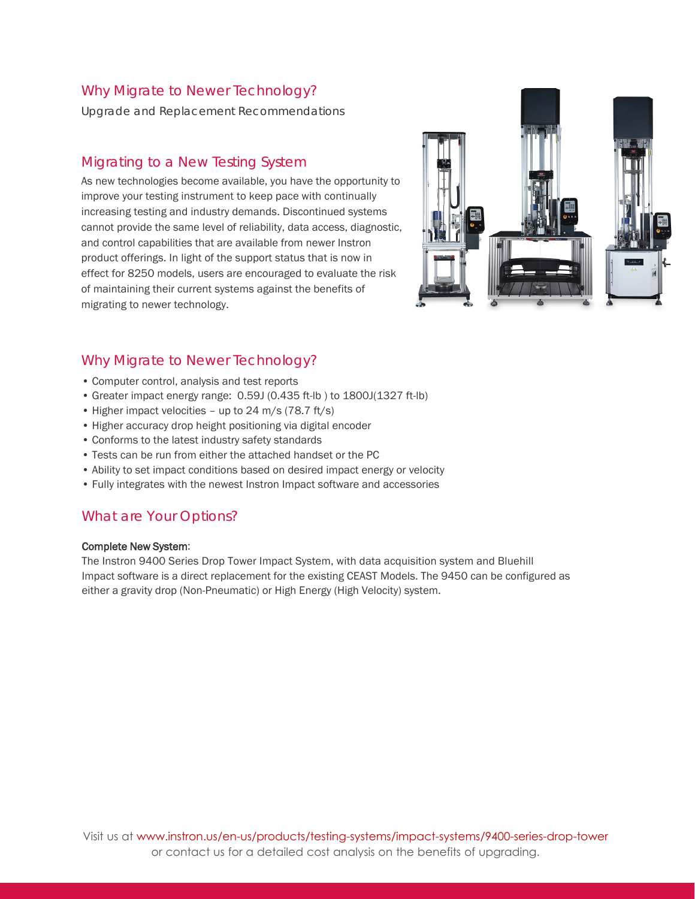## Why Migrate to Newer Technology?

Upgrade and Replacement Recommendations

### Migrating to a New Testing System

As new technologies become available, you have the opportunity to improve your testing instrument to keep pace with continually increasing testing and industry demands. Discontinued systems cannot provide the same level of reliability, data access, diagnostic, and control capabilities that are available from newer Instron product offerings. In light of the support status that is now in effect for 8250 models, users are encouraged to evaluate the risk of maintaining their current systems against the benefits of migrating to newer technology.

### Why Migrate to Newer Technology?

- Computer control, analysis and test reports
- Greater impact energy range: 0.59J (0.435 ft-lb ) to 1800J(1327 ft-lb)
- Higher impact velocities – up to 24 m/s (78.7 ft/s)
- Higher accuracy drop height positioning via digital encoder
- Conforms to the latest industry safety standards
- Tests can be run from either the attached handset or the PC
- Ability to set impact conditions based on desired impact energy or velocity
- Fully integrates with the newest Instron Impact software and accessories

### What are Your Options?

**Complete New System**:

The Instron 9400 Series Drop Tower Impact System, with data acquisition system and Bluehill Impact software is a direct replacement for the existing CEAST Models. The 9450 can be configured as either a gravity drop (Non-Pneumatic) or High Energy (High Velocity) system.

Visit us at www.instron.us/en-us/products/testing-systems/impact-systems/9400-series-drop-tower or contact us for a detailed cost analysis on the benefits of upgrading.